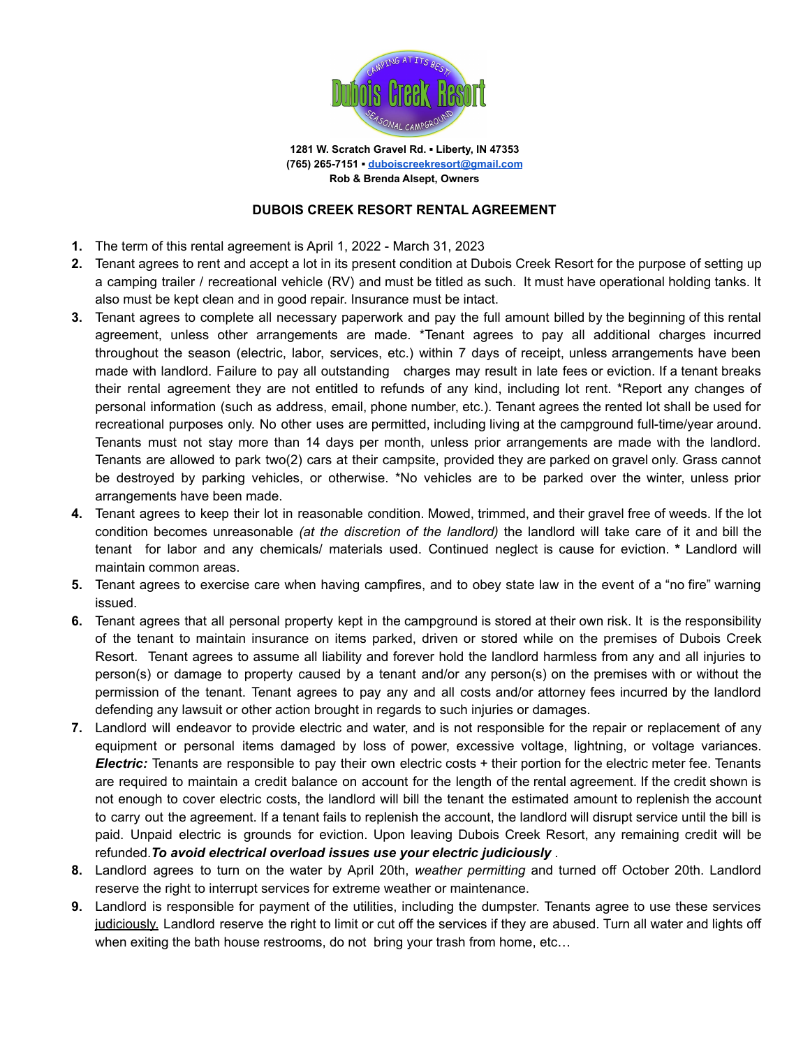**1281 W. Scratch Gravel Rd. ▪ Liberty, IN 47353**
**(765) 265-7151 ▪ duboiscreekresort@gmail.com**
**Rob & Brenda Alsept, Owners**

## DUBOIS CREEK RESORT RENTAL AGREEMENT

1. The term of this rental agreement is April 1, 2022 - March 31, 2023
2. Tenant agrees to rent and accept a lot in its present condition at Dubois Creek Resort for the purpose of setting up a camping trailer / recreational vehicle (RV) and must be titled as such. It must have operational holding tanks. It also must be kept clean and in good repair. Insurance must be intact.
3. Tenant agrees to complete all necessary paperwork and pay the full amount billed by the beginning of this rental agreement, unless other arrangements are made. *Tenant agrees to pay all additional charges incurred throughout the season (electric, labor, services, etc.) within 7 days of receipt, unless arrangements have been made with landlord. Failure to pay all outstanding charges may result in late fees or eviction. If a tenant breaks their rental agreement they are not entitled to refunds of any kind, including lot rent. *Report any changes of personal information (such as address, email, phone number, etc.). Tenant agrees the rented lot shall be used for recreational purposes only. No other uses are permitted, including living at the campground full-time/year around. Tenants must not stay more than 14 days per month, unless prior arrangements are made with the landlord. Tenants are allowed to park two(2) cars at their campsite, provided they are parked on gravel only. Grass cannot be destroyed by parking vehicles, or otherwise. *No vehicles are to be parked over the winter, unless prior arrangements have been made.
4. Tenant agrees to keep their lot in reasonable condition. Mowed, trimmed, and their gravel free of weeds. If the lot condition becomes unreasonable *(at the discretion of the landlord)* the landlord will take care of it and bill the tenant for labor and any chemicals/ materials used. Continued neglect is cause for eviction. * Landlord will maintain common areas.
5. Tenant agrees to exercise care when having campfires, and to obey state law in the event of a "no fire" warning issued.
6. Tenant agrees that all personal property kept in the campground is stored at their own risk. It is the responsibility of the tenant to maintain insurance on items parked, driven or stored while on the premises of Dubois Creek Resort. Tenant agrees to assume all liability and forever hold the landlord harmless from any and all injuries to person(s) or damage to property caused by a tenant and/or any person(s) on the premises with or without the permission of the tenant. Tenant agrees to pay any and all costs and/or attorney fees incurred by the landlord defending any lawsuit or other action brought in regards to such injuries or damages.
7. Landlord will endeavor to provide electric and water, and is not responsible for the repair or replacement of any equipment or personal items damaged by loss of power, excessive voltage, lightning, or voltage variances. ***Electric:*** Tenants are responsible to pay their own electric costs + their portion for the electric meter fee. Tenants are required to maintain a credit balance on account for the length of the rental agreement. If the credit shown is not enough to cover electric costs, the landlord will bill the tenant the estimated amount to replenish the account to carry out the agreement. If a tenant fails to replenish the account, the landlord will disrupt service until the bill is paid. Unpaid electric is grounds for eviction. Upon leaving Dubois Creek Resort, any remaining credit will be refunded. ***To avoid electrical overload issues use your electric judiciously*** .
8. Landlord agrees to turn on the water by April 20th, *weather permitting* and turned off October 20th. Landlord reserve the right to interrupt services for extreme weather or maintenance.
9. Landlord is responsible for payment of the utilities, including the dumpster. Tenants agree to use these services judiciously. Landlord reserve the right to limit or cut off the services if they are abused. Turn all water and lights off when exiting the bath house restrooms, do not bring your trash from home, etc…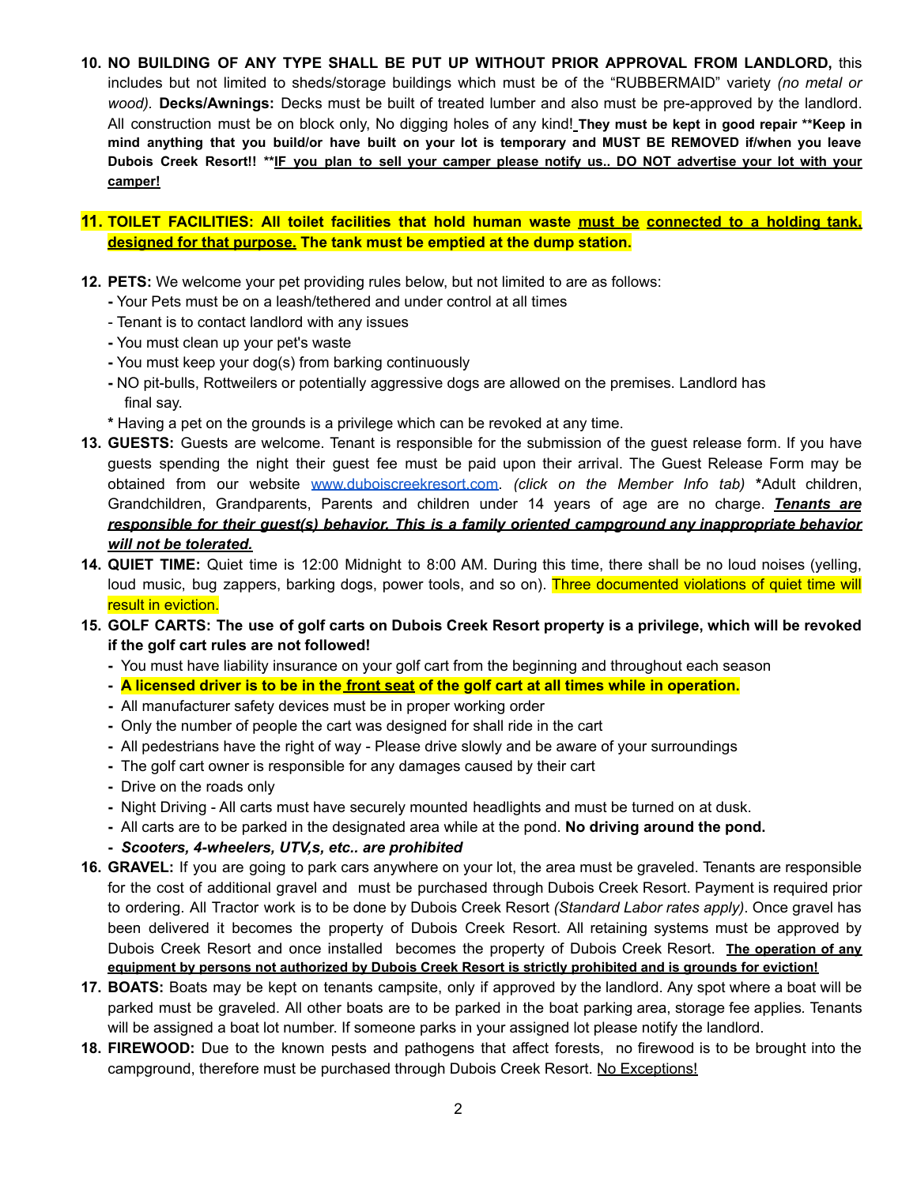10. **NO BUILDING OF ANY TYPE SHALL BE PUT UP WITHOUT PRIOR APPROVAL FROM LANDLORD,** this includes but not limited to sheds/storage buildings which must be of the "RUBBERMAID" variety *(no metal or wood)*. **Decks/Awnings:** Decks must be built of treated lumber and also must be pre-approved by the landlord. All construction must be on block only, No digging holes of any kind! **They must be kept in good repair \*\*Keep in mind anything that you build/or have built on your lot is temporary and MUST BE REMOVED if/when you leave Dubois Creek Resort!! \*\*<u>IF you plan to sell your camper please notify us.. DO NOT advertise your lot with your camper!</u>**

11. **TOILET FACILITIES: All toilet facilities that hold human waste <u>must be</u> <u>connected to a holding tank, designed for that purpose.</u> The tank must be emptied at the dump station.**

12. **PETS:** We welcome your pet providing rules below, but not limited to are as follows:
    - Your Pets must be on a leash/tethered and under control at all times
    - Tenant is to contact landlord with any issues
    - You must clean up your pet's waste
    - You must keep your dog(s) from barking continuously
    - NO pit-bulls, Rottweilers or potentially aggressive dogs are allowed on the premises. Landlord has final say.

    \* Having a pet on the grounds is a privilege which can be revoked at any time.

13. **GUESTS:** Guests are welcome. Tenant is responsible for the submission of the guest release form. If you have guests spending the night their guest fee must be paid upon their arrival. The Guest Release Form may be obtained from our website www.duboiscreekresort.com. *(click on the Member Info tab)* **\***Adult children, Grandchildren, Grandparents, Parents and children under 14 years of age are no charge. ***<u>Tenants are responsible for their guest(s) behavior. This is a family oriented campground any inappropriate behavior will not be tolerated.</u>***

14. **QUIET TIME:** Quiet time is 12:00 Midnight to 8:00 AM. During this time, there shall be no loud noises (yelling, loud music, bug zappers, barking dogs, power tools, and so on). Three documented violations of quiet time will result in eviction.

15. **GOLF CARTS: The use of golf carts on Dubois Creek Resort property is a privilege, which will be revoked if the golf cart rules are not followed!**
    - You must have liability insurance on your golf cart from the beginning and throughout each season
    - **A licensed driver is to be in the <u>front seat</u> of the golf cart at all times while in operation.**
    - All manufacturer safety devices must be in proper working order
    - Only the number of people the cart was designed for shall ride in the cart
    - All pedestrians have the right of way - Please drive slowly and be aware of your surroundings
    - The golf cart owner is responsible for any damages caused by their cart
    - Drive on the roads only
    - Night Driving - All carts must have securely mounted headlights and must be turned on at dusk.
    - All carts are to be parked in the designated area while at the pond. **No driving around the pond.**
    - ***Scooters, 4-wheelers, UTV,s, etc.. are prohibited***

16. **GRAVEL:** If you are going to park cars anywhere on your lot, the area must be graveled. Tenants are responsible for the cost of additional gravel and must be purchased through Dubois Creek Resort. Payment is required prior to ordering. All Tractor work is to be done by Dubois Creek Resort *(Standard Labor rates apply)*. Once gravel has been delivered it becomes the property of Dubois Creek Resort. All retaining systems must be approved by Dubois Creek Resort and once installed becomes the property of Dubois Creek Resort. **<u>The operation of any equipment by persons not authorized by Dubois Creek Resort is strictly prohibited and is grounds for eviction!</u>**

17. **BOATS:** Boats may be kept on tenants campsite, only if approved by the landlord. Any spot where a boat will be parked must be graveled. All other boats are to be parked in the boat parking area, storage fee applies. Tenants will be assigned a boat lot number. If someone parks in your assigned lot please notify the landlord.

18. **FIREWOOD:** Due to the known pests and pathogens that affect forests, no firewood is to be brought into the campground, therefore must be purchased through Dubois Creek Resort. <u>No Exceptions!</u>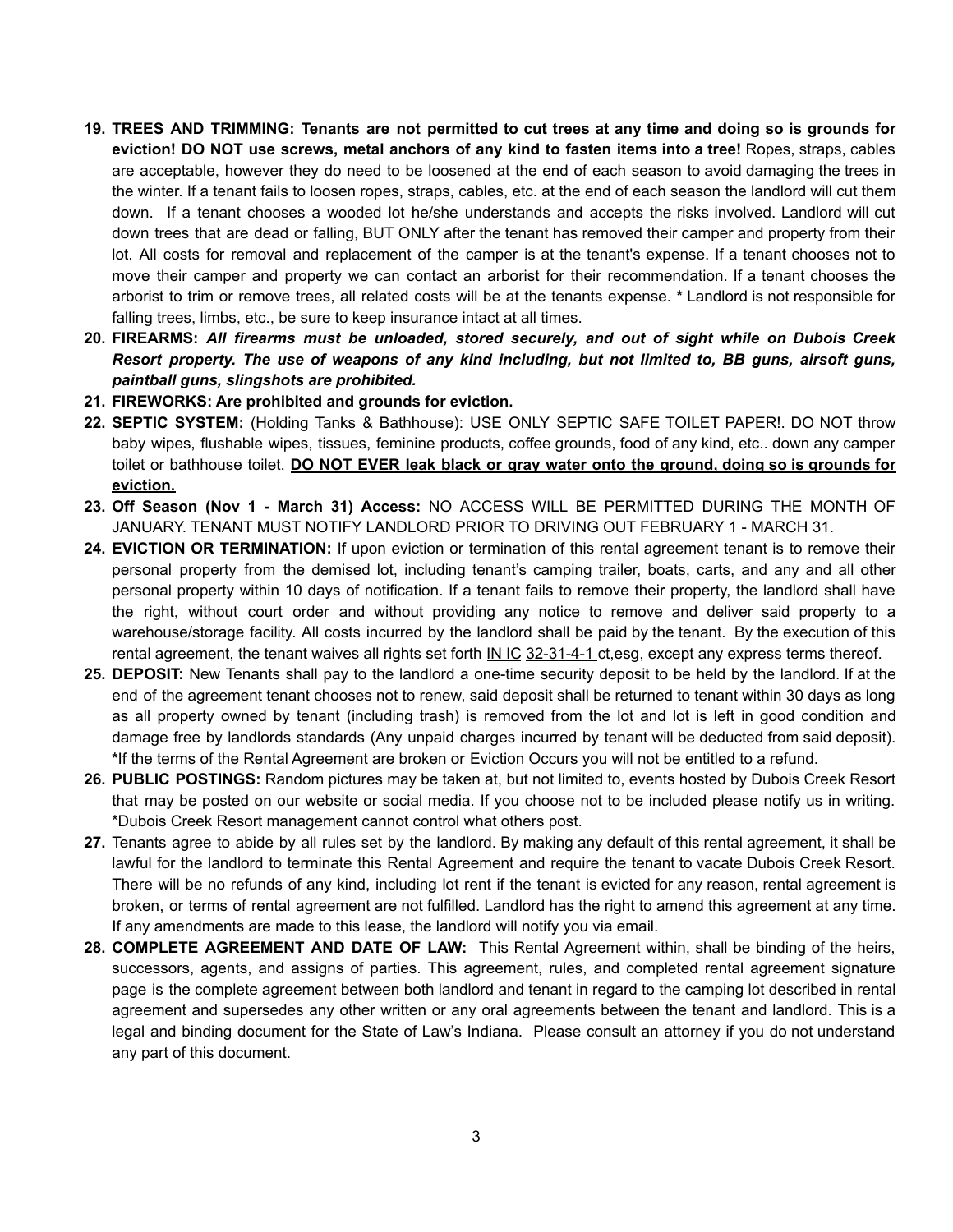19. **TREES AND TRIMMING: Tenants are not permitted to cut trees at any time and doing so is grounds for eviction! DO NOT use screws, metal anchors of any kind to fasten items into a tree!** Ropes, straps, cables are acceptable, however they do need to be loosened at the end of each season to avoid damaging the trees in the winter. If a tenant fails to loosen ropes, straps, cables, etc. at the end of each season the landlord will cut them down. If a tenant chooses a wooded lot he/she understands and accepts the risks involved. Landlord will cut down trees that are dead or falling, BUT ONLY after the tenant has removed their camper and property from their lot. All costs for removal and replacement of the camper is at the tenant's expense. If a tenant chooses not to move their camper and property we can contact an arborist for their recommendation. If a tenant chooses the arborist to trim or remove trees, all related costs will be at the tenants expense. **\*** Landlord is not responsible for falling trees, limbs, etc., be sure to keep insurance intact at all times.
20. **FIREARMS:** ***All firearms must be unloaded, stored securely, and out of sight while on Dubois Creek Resort property. The use of weapons of any kind including, but not limited to, BB guns, airsoft guns, paintball guns, slingshots are prohibited.***
21. **FIREWORKS: Are prohibited and grounds for eviction.**
22. **SEPTIC SYSTEM:** (Holding Tanks & Bathhouse): USE ONLY SEPTIC SAFE TOILET PAPER!. DO NOT throw baby wipes, flushable wipes, tissues, feminine products, coffee grounds, food of any kind, etc.. down any camper toilet or bathhouse toilet. **<u>DO NOT EVER leak black or gray water onto the ground, doing so is grounds for eviction.</u>**
23. **Off Season (Nov 1 - March 31) Access:** NO ACCESS WILL BE PERMITTED DURING THE MONTH OF JANUARY. TENANT MUST NOTIFY LANDLORD PRIOR TO DRIVING OUT FEBRUARY 1 - MARCH 31.
24. **EVICTION OR TERMINATION:** If upon eviction or termination of this rental agreement tenant is to remove their personal property from the demised lot, including tenant's camping trailer, boats, carts, and any and all other personal property within 10 days of notification. If a tenant fails to remove their property, the landlord shall have the right, without court order and without providing any notice to remove and deliver said property to a warehouse/storage facility. All costs incurred by the landlord shall be paid by the tenant. By the execution of this rental agreement, the tenant waives all rights set forth <u>IN IC</u> <u>32-31-4-1</u> ct,esg, except any express terms thereof.
25. **DEPOSIT:** New Tenants shall pay to the landlord a one-time security deposit to be held by the landlord. If at the end of the agreement tenant chooses not to renew, said deposit shall be returned to tenant within 30 days as long as all property owned by tenant (including trash) is removed from the lot and lot is left in good condition and damage free by landlords standards (Any unpaid charges incurred by tenant will be deducted from said deposit). **\***If the terms of the Rental Agreement are broken or Eviction Occurs you will not be entitled to a refund.
26. **PUBLIC POSTINGS:** Random pictures may be taken at, but not limited to, events hosted by Dubois Creek Resort that may be posted on our website or social media. If you choose not to be included please notify us in writing. \*Dubois Creek Resort management cannot control what others post.
27. Tenants agree to abide by all rules set by the landlord. By making any default of this rental agreement, it shall be lawful for the landlord to terminate this Rental Agreement and require the tenant to vacate Dubois Creek Resort. There will be no refunds of any kind, including lot rent if the tenant is evicted for any reason, rental agreement is broken, or terms of rental agreement are not fulfilled. Landlord has the right to amend this agreement at any time. If any amendments are made to this lease, the landlord will notify you via email.
28. **COMPLETE AGREEMENT AND DATE OF LAW:** This Rental Agreement within, shall be binding of the heirs, successors, agents, and assigns of parties. This agreement, rules, and completed rental agreement signature page is the complete agreement between both landlord and tenant in regard to the camping lot described in rental agreement and supersedes any other written or any oral agreements between the tenant and landlord. This is a legal and binding document for the State of Law's Indiana. Please consult an attorney if you do not understand any part of this document.